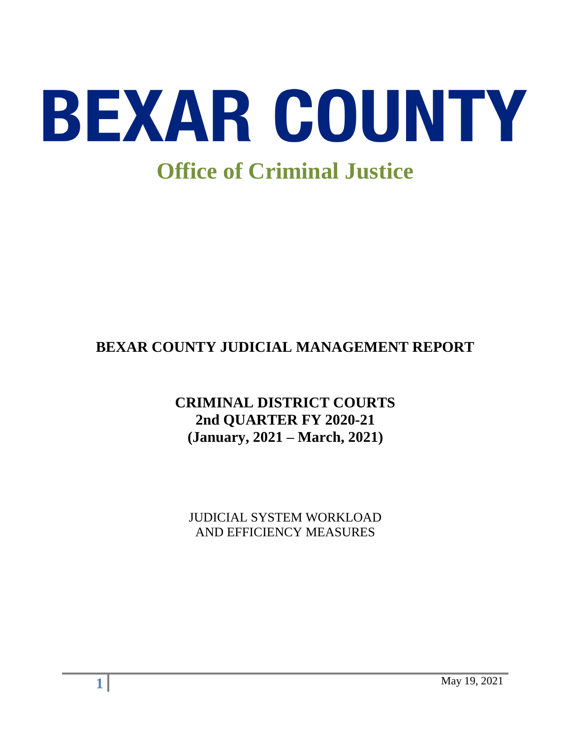# BEXAR COUNTY

## Office of Criminal Justice

**BEXAR COUNTY JUDICIAL MANAGEMENT REPORT**

**CRIMINAL DISTRICT COURTS**
**2nd QUARTER FY 2020-21**
**(January, 2021 – March, 2021)**

JUDICIAL SYSTEM WORKLOAD
AND EFFICIENCY MEASURES

May 19, 2021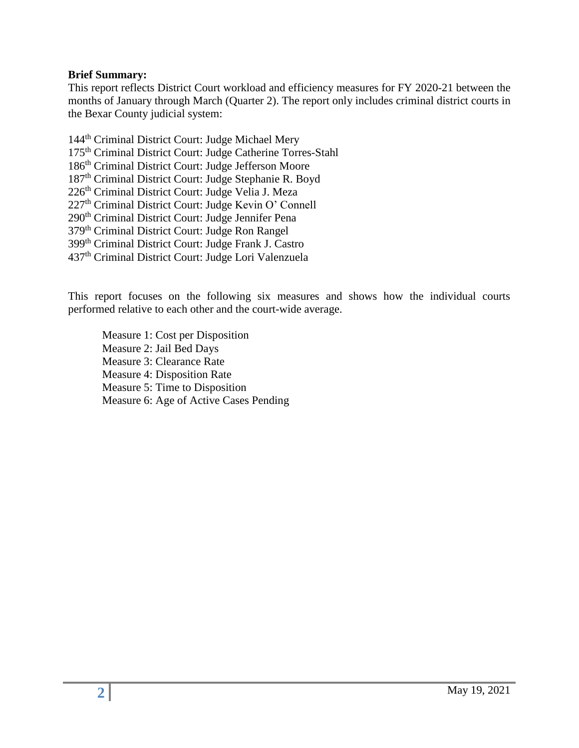**Brief Summary:**

This report reflects District Court workload and efficiency measures for FY 2020-21 between the months of January through March (Quarter 2). The report only includes criminal district courts in the Bexar County judicial system:

144th Criminal District Court: Judge Michael Mery
175th Criminal District Court: Judge Catherine Torres-Stahl
186th Criminal District Court: Judge Jefferson Moore
187th Criminal District Court: Judge Stephanie R. Boyd
226th Criminal District Court: Judge Velia J. Meza
227th Criminal District Court: Judge Kevin O' Connell
290th Criminal District Court: Judge Jennifer Pena
379th Criminal District Court: Judge Ron Rangel
399th Criminal District Court: Judge Frank J. Castro
437th Criminal District Court: Judge Lori Valenzuela

This report focuses on the following six measures and shows how the individual courts performed relative to each other and the court-wide average.

Measure 1: Cost per Disposition
Measure 2: Jail Bed Days
Measure 3: Clearance Rate
Measure 4: Disposition Rate
Measure 5: Time to Disposition
Measure 6: Age of Active Cases Pending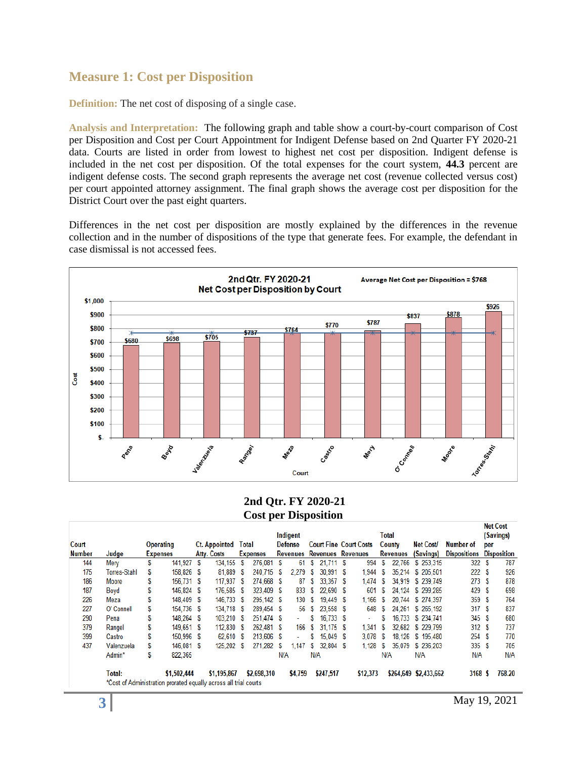## Measure 1: Cost per Disposition

**Definition:** The net cost of disposing of a single case.

**Analysis and Interpretation:** The following graph and table show a court-by-court comparison of Cost per Disposition and Cost per Court Appointment for Indigent Defense based on 2nd Quarter FY 2020-21 data. Courts are listed in order from lowest to highest net cost per disposition. Indigent defense is included in the net cost per disposition. Of the total expenses for the court system, **44.3** percent are indigent defense costs. The second graph represents the average net cost (revenue collected versus cost) per court appointed attorney assignment. The final graph shows the average cost per disposition for the District Court over the past eight quarters.

Differences in the net cost per disposition are mostly explained by the differences in the revenue collection and in the number of dispositions of the type that generate fees. For example, the defendant in case dismissal is not accessed fees.

**2nd Qtr. FY 2020-21 Net Cost per Disposition by Court**

Average Net Cost per Disposition = $768

| Court | Net Cost per Disposition |
|---|---|
| Pena | $680 |
| Boyd | $698 |
| Valenzuela | $705 |
| Rangel | $737 |
| Meza | $764 |
| Castro | $770 |
| Mery | $787 |
| O' Connell | $837 |
| Moore | $878 |
| Torres-Stahl | $926 |

**2nd Qtr. FY 2020-21 Cost per Disposition**

| Court Number | Judge | Operating Expenses | Ct. Appointed Atty. Costs | Total Expenses | Indigent Defense Revenues | Court Fine Revenues | Court Costs Revenues | Total County Revenues | Net Cost/ (Savings) | Number of Dispositions | Net Cost (Savings) per Disposition |
|---|---|---|---|---|---|---|---|---|---|---|---|
| 144 | Mery | $ 141,927 | $ 134,155 | $ 276,081 | $ 61 | $ 21,711 | $ 994 | $ 22,766 | $ 253,315 | 322 | $ 787 |
| 175 | Torres-Stahl | $ 158,826 | $ 81,889 | $ 240,715 | $ 2,279 | $ 30,991 | $ 1,944 | $ 35,214 | $ 205,501 | 222 | $ 926 |
| 186 | Moore | $ 156,731 | $ 117,937 | $ 274,668 | $ 87 | $ 33,357 | $ 1,474 | $ 34,919 | $ 239,749 | 273 | $ 878 |
| 187 | Boyd | $ 146,824 | $ 176,585 | $ 323,409 | $ 833 | $ 22,690 | $ 601 | $ 24,124 | $ 299,285 | 429 | $ 698 |
| 226 | Meza | $ 148,409 | $ 146,733 | $ 295,142 | $ 130 | $ 19,449 | $ 1,166 | $ 20,744 | $ 274,397 | 359 | $ 764 |
| 227 | O' Connell | $ 154,736 | $ 134,718 | $ 289,454 | $ 56 | $ 23,558 | $ 648 | $ 24,261 | $ 265,192 | 317 | $ 837 |
| 290 | Pena | $ 148,264 | $ 103,210 | $ 251,474 | $ - | $ 16,733 | $ - | $ 16,733 | $ 234,741 | 345 | $ 680 |
| 379 | Rangel | $ 149,651 | $ 112,830 | $ 262,481 | $ 166 | $ 31,175 | $ 1,341 | $ 32,682 | $ 229,799 | 312 | $ 737 |
| 399 | Castro | $ 150,996 | $ 62,610 | $ 213,606 | $ - | $ 15,049 | $ 3,078 | $ 18,126 | $ 195,480 | 254 | $ 770 |
| 437 | Valenzuela | $ 146,081 | $ 125,202 | $ 271,282 | $ 1,147 | $ 32,804 | $ 1,128 | $ 35,079 | $ 236,203 | 335 | $ 705 |
| | Admin* | $ 822,365 | | | N/A | N/A | | N/A | N/A | N/A | N/A |
| | **Total:** | $1,502,444 | $1,195,867 | $2,698,310 | $4,759 | $247,517 | $12,373 | $264,649 | $2,433,662 | 3168 | $ 768.20 |

*Cost of Administration prorated equally across all trial courts

May 19, 2021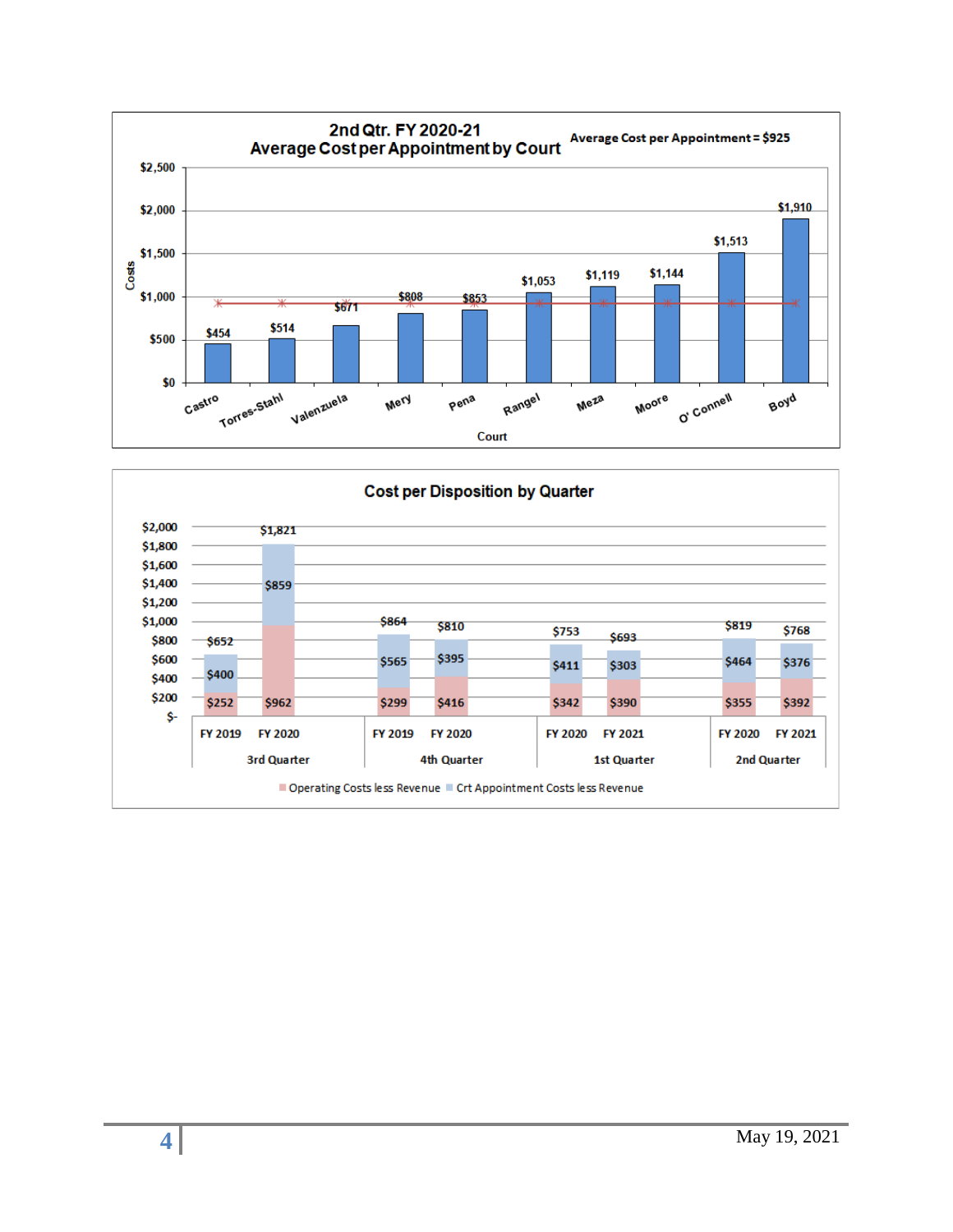## 2nd Qtr. FY 2020-21
## Average Cost per Appointment by Court

Average Cost per Appointment = $925

| Court | Costs |
|---|---|
| Castro | $454 |
| Torres-Stahl | $514 |
| Valenzuela | $671 |
| Mery | $808 |
| Pena | $853 |
| Rangel | $1,053 |
| Meza | $1,119 |
| Moore | $1,144 |
| O' Connell | $1,513 |
| Boyd | $1,910 |

## Cost per Disposition by Quarter

| Quarter | Fiscal Year | Operating Costs less Revenue | Crt Appointment Costs less Revenue | Total |
|---|---|---|---|---|
| 3rd Quarter | FY 2019 | $252 | $400 | $652 |
| | FY 2020 | $962 | $859 | $1,821 |
| 4th Quarter | FY 2019 | $299 | $565 | $864 |
| | FY 2020 | $416 | $395 | $810 |
| 1st Quarter | FY 2020 | $342 | $411 | $753 |
| | FY 2021 | $390 | $303 | $693 |
| 2nd Quarter | FY 2020 | $355 | $464 | $819 |
| | FY 2021 | $392 | $376 | $768 |

May 19, 2021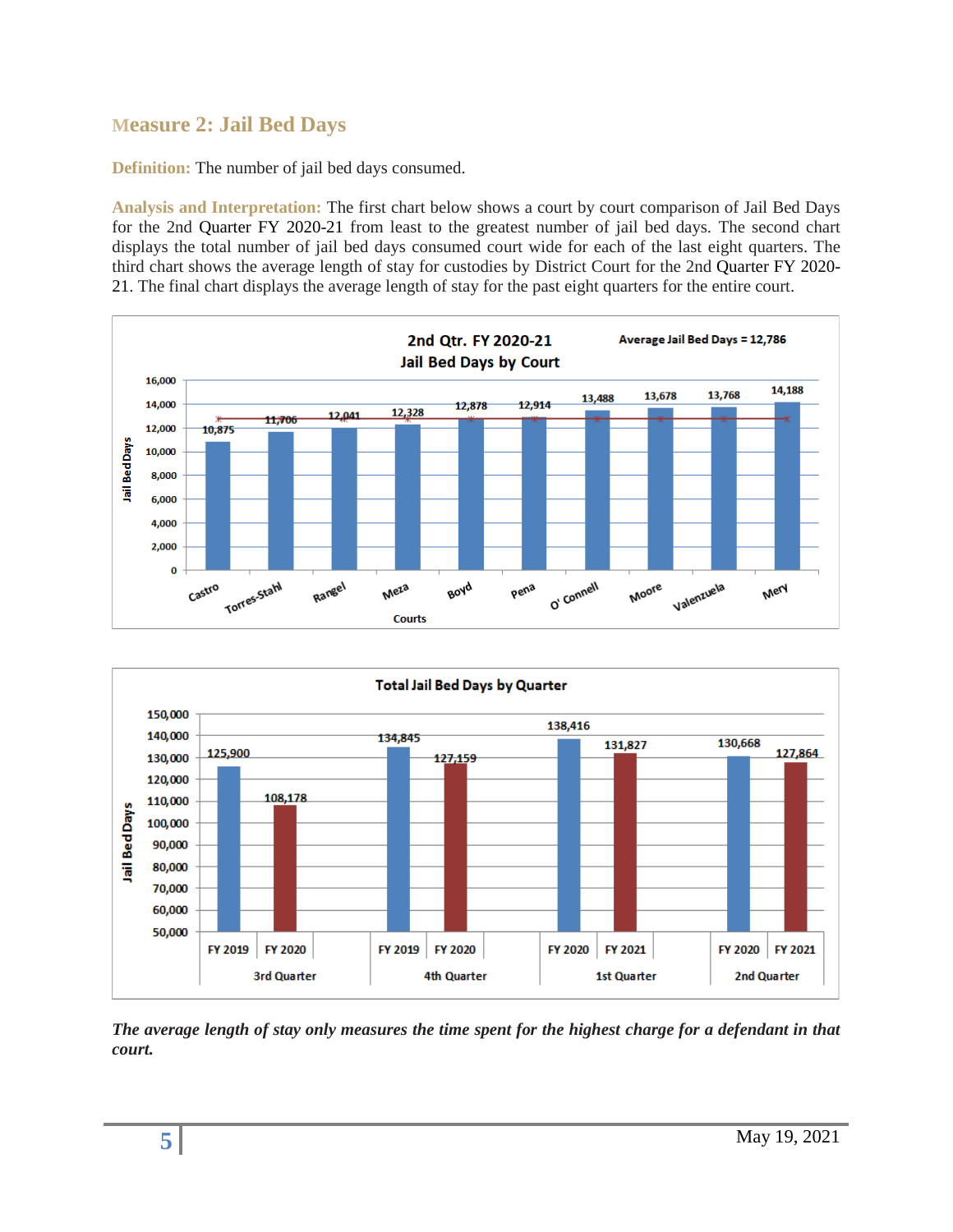## Measure 2: Jail Bed Days

**Definition:** The number of jail bed days consumed.

**Analysis and Interpretation:** The first chart below shows a court by court comparison of Jail Bed Days for the 2nd Quarter FY 2020-21 from least to the greatest number of jail bed days. The second chart displays the total number of jail bed days consumed court wide for each of the last eight quarters. The third chart shows the average length of stay for custodies by District Court for the 2nd Quarter FY 2020-21. The final chart displays the average length of stay for the past eight quarters for the entire court.

**2nd Qtr. FY 2020-21 Jail Bed Days by Court** (Average Jail Bed Days = 12,786)

| Courts | Jail Bed Days |
|---|---|
| Castro | 10,875 |
| Torres-Stahl | 11,706 |
| Rangel | 12,041 |
| Meza | 12,328 |
| Boyd | 12,878 |
| Pena | 12,914 |
| O' Connell | 13,488 |
| Moore | 13,678 |
| Valenzuela | 13,768 |
| Mery | 14,188 |

**Total Jail Bed Days by Quarter**

| Quarter | Fiscal Year | Jail Bed Days |
|---|---|---|
| 3rd Quarter | FY 2019 | 125,900 |
| 3rd Quarter | FY 2020 | 108,178 |
| 4th Quarter | FY 2019 | 134,845 |
| 4th Quarter | FY 2020 | 127,159 |
| 1st Quarter | FY 2020 | 138,416 |
| 1st Quarter | FY 2021 | 131,827 |
| 2nd Quarter | FY 2020 | 130,668 |
| 2nd Quarter | FY 2021 | 127,864 |

***The average length of stay only measures the time spent for the highest charge for a defendant in that court.***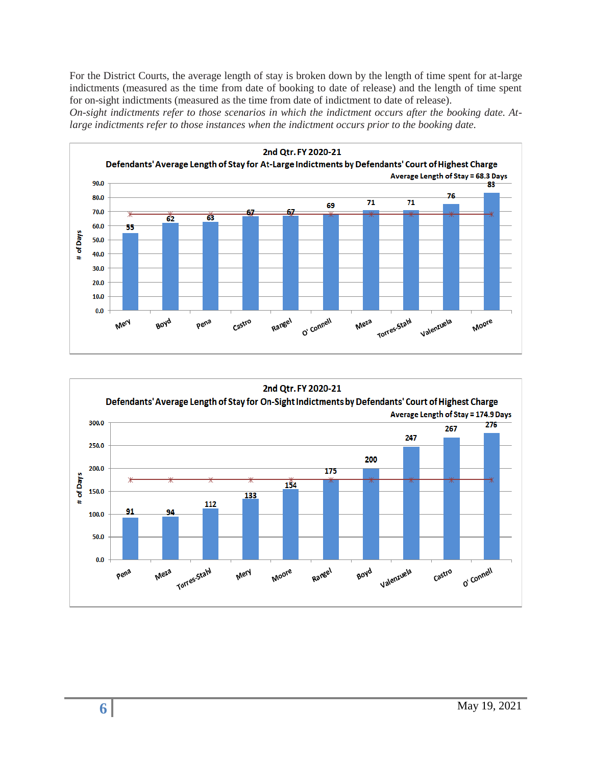For the District Courts, the average length of stay is broken down by the length of time spent for at-large indictments (measured as the time from date of booking to date of release) and the length of time spent for on-sight indictments (measured as the time from date of indictment to date of release).

*On-sight indictments refer to those scenarios in which the indictment occurs after the booking date. At-large indictments refer to those instances when the indictment occurs prior to the booking date.*

**2nd Qtr. FY 2020-21**
**Defendants' Average Length of Stay for At-Large Indictments by Defendants' Court of Highest Charge**
**Average Length of Stay = 68.3 Days**

| Court | # of Days |
|---|---|
| Mery | 55 |
| Boyd | 62 |
| Pena | 63 |
| Castro | 67 |
| Rangel | 67 |
| O' Connell | 69 |
| Meza | 71 |
| Torres-Stahl | 71 |
| Valenzuela | 76 |
| Moore | 83 |

**2nd Qtr. FY 2020-21**
**Defendants' Average Length of Stay for On-Sight Indictments by Defendants' Court of Highest Charge**
**Average Length of Stay = 174.9 Days**

| Court | # of Days |
|---|---|
| Pena | 91 |
| Meza | 94 |
| Torres-Stahl | 112 |
| Mery | 133 |
| Moore | 154 |
| Rangel | 175 |
| Boyd | 200 |
| Valenzuela | 247 |
| Castro | 267 |
| O' Connell | 276 |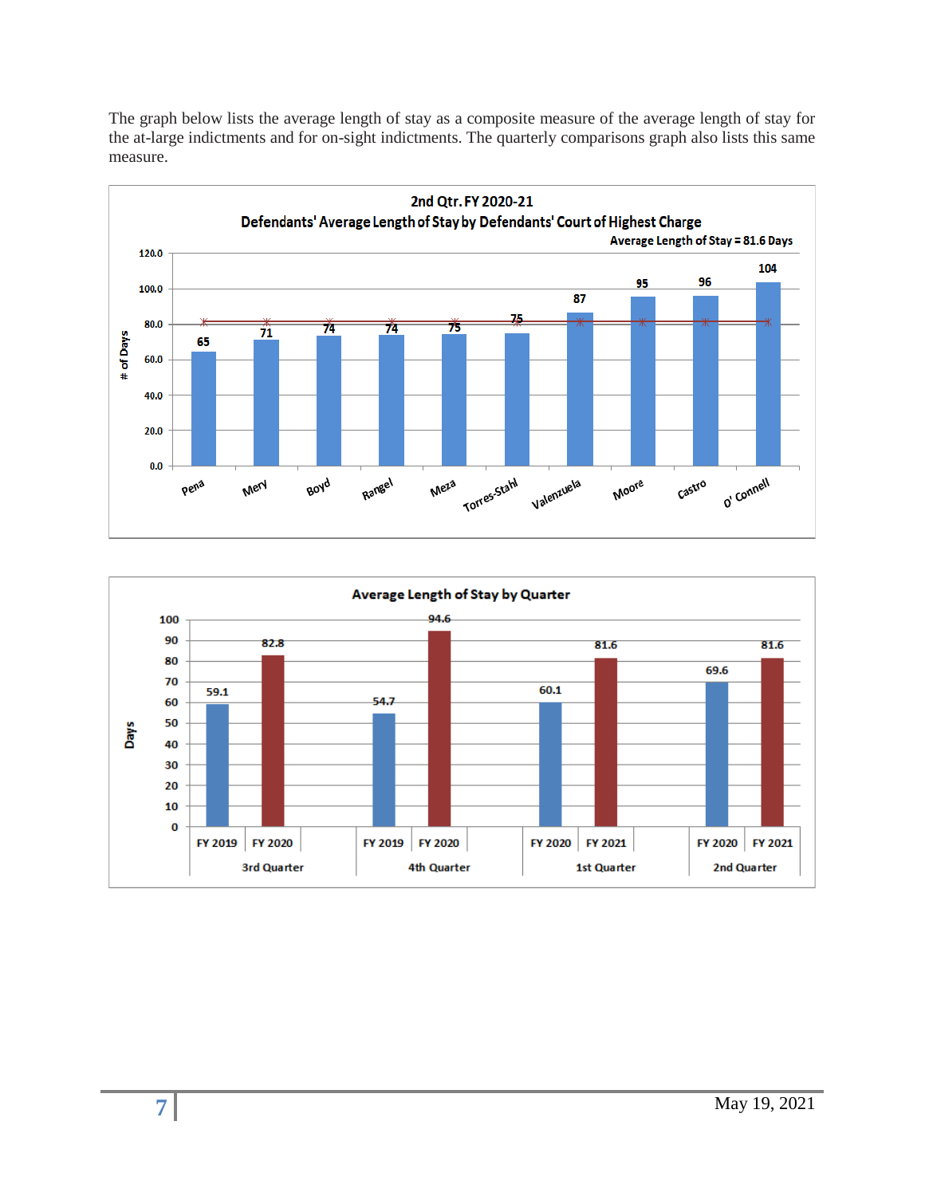The graph below lists the average length of stay as a composite measure of the average length of stay for the at-large indictments and for on-sight indictments. The quarterly comparisons graph also lists this same measure.

**2nd Qtr. FY 2020-21**
**Defendants' Average Length of Stay by Defendants' Court of Highest Charge**
Average Length of Stay = 81.6 Days

| Court | # of Days |
| --- | --- |
| Pena | 65 |
| Mery | 71 |
| Boyd | 74 |
| Rangel | 74 |
| Meza | 75 |
| Torres-Stahl | 75 |
| Valenzuela | 87 |
| Moore | 95 |
| Castro | 96 |
| O' Connell | 104 |

**Average Length of Stay by Quarter**

| Quarter | Fiscal Year | Days |
| --- | --- | --- |
| 3rd Quarter | FY 2019 | 59.1 |
| 3rd Quarter | FY 2020 | 82.8 |
| 4th Quarter | FY 2019 | 54.7 |
| 4th Quarter | FY 2020 | 94.6 |
| 1st Quarter | FY 2020 | 60.1 |
| 1st Quarter | FY 2021 | 81.6 |
| 2nd Quarter | FY 2020 | 69.6 |
| 2nd Quarter | FY 2021 | 81.6 |

May 19, 2021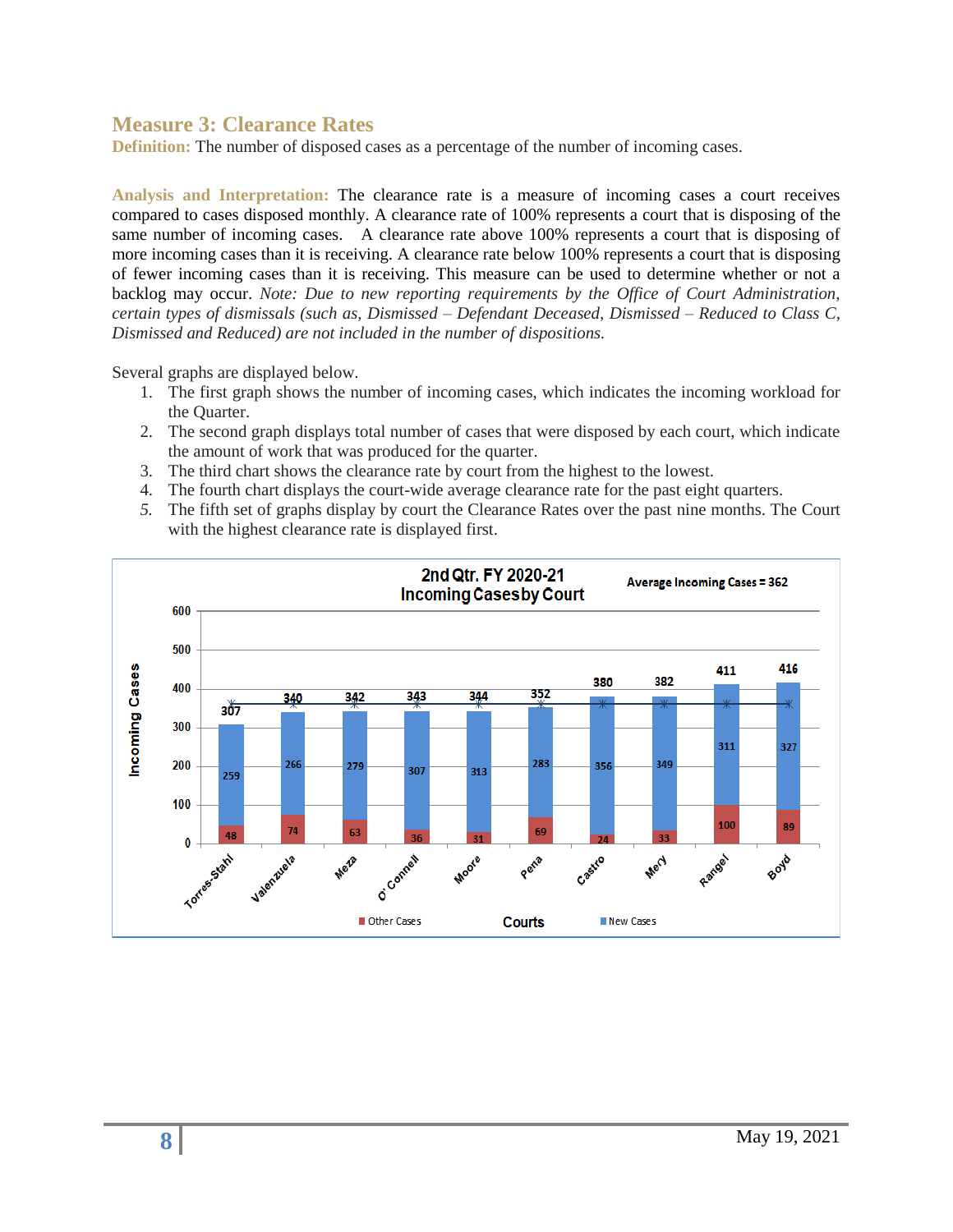## Measure 3: Clearance Rates

**Definition:** The number of disposed cases as a percentage of the number of incoming cases.

**Analysis and Interpretation:** The clearance rate is a measure of incoming cases a court receives compared to cases disposed monthly. A clearance rate of 100% represents a court that is disposing of the same number of incoming cases. A clearance rate above 100% represents a court that is disposing of more incoming cases than it is receiving. A clearance rate below 100% represents a court that is disposing of fewer incoming cases than it is receiving. This measure can be used to determine whether or not a backlog may occur. *Note: Due to new reporting requirements by the Office of Court Administration, certain types of dismissals (such as, Dismissed – Defendant Deceased, Dismissed – Reduced to Class C, Dismissed and Reduced) are not included in the number of dispositions.*

Several graphs are displayed below.

1. The first graph shows the number of incoming cases, which indicates the incoming workload for the Quarter.
2. The second graph displays total number of cases that were disposed by each court, which indicate the amount of work that was produced for the quarter.
3. The third chart shows the clearance rate by court from the highest to the lowest.
4. The fourth chart displays the court-wide average clearance rate for the past eight quarters.
5. The fifth set of graphs display by court the Clearance Rates over the past nine months. The Court with the highest clearance rate is displayed first.

**2nd Qtr. FY 2020-21 Incoming Cases by Court**

Average Incoming Cases = 362

| Court | New Cases | Other Cases | Total Incoming Cases |
| --- | --- | --- | --- |
| Torres-Stahl | 259 | 48 | 307 |
| Valenzuela | 266 | 74 | 340 |
| Meza | 279 | 63 | 342 |
| O' Connell | 307 | 36 | 343 |
| Moore | 313 | 31 | 344 |
| Pena | 283 | 69 | 352 |
| Castro | 356 | 24 | 380 |
| Mery | 349 | 33 | 382 |
| Rangel | 311 | 100 | 411 |
| Boyd | 327 | 89 | 416 |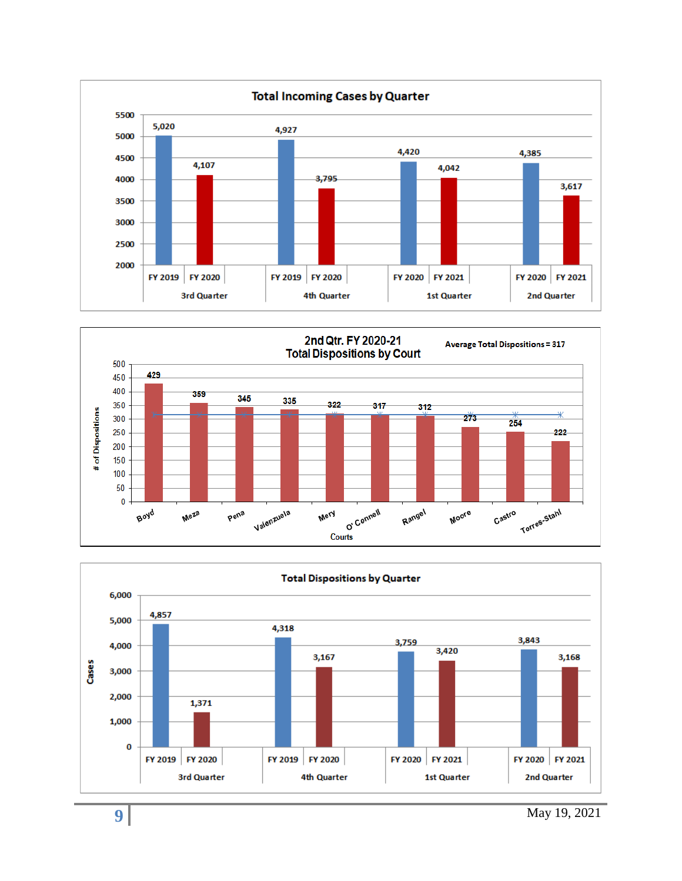## Total Incoming Cases by Quarter

| Quarter | Fiscal Year | Cases |
|---|---|---|
| 3rd Quarter | FY 2019 | 5,020 |
| 3rd Quarter | FY 2020 | 4,107 |
| 4th Quarter | FY 2019 | 4,927 |
| 4th Quarter | FY 2020 | 3,795 |
| 1st Quarter | FY 2020 | 4,420 |
| 1st Quarter | FY 2021 | 4,042 |
| 2nd Quarter | FY 2020 | 4,385 |
| 2nd Quarter | FY 2021 | 3,617 |

## 2nd Qtr. FY 2020-21 Total Dispositions by Court

Average Total Dispositions = 317

| Courts | # of Dispositions |
|---|---|
| Boyd | 429 |
| Meza | 359 |
| Pena | 345 |
| Valenzuela | 335 |
| Mery | 322 |
| O' Connell | 317 |
| Rangel | 312 |
| Moore | 273 |
| Castro | 254 |
| Torres-Stahl | 222 |

## Total Dispositions by Quarter

| Quarter | Fiscal Year | Cases |
|---|---|---|
| 3rd Quarter | FY 2019 | 4,857 |
| 3rd Quarter | FY 2020 | 1,371 |
| 4th Quarter | FY 2019 | 4,318 |
| 4th Quarter | FY 2020 | 3,167 |
| 1st Quarter | FY 2020 | 3,759 |
| 1st Quarter | FY 2021 | 3,420 |
| 2nd Quarter | FY 2020 | 3,843 |
| 2nd Quarter | FY 2021 | 3,168 |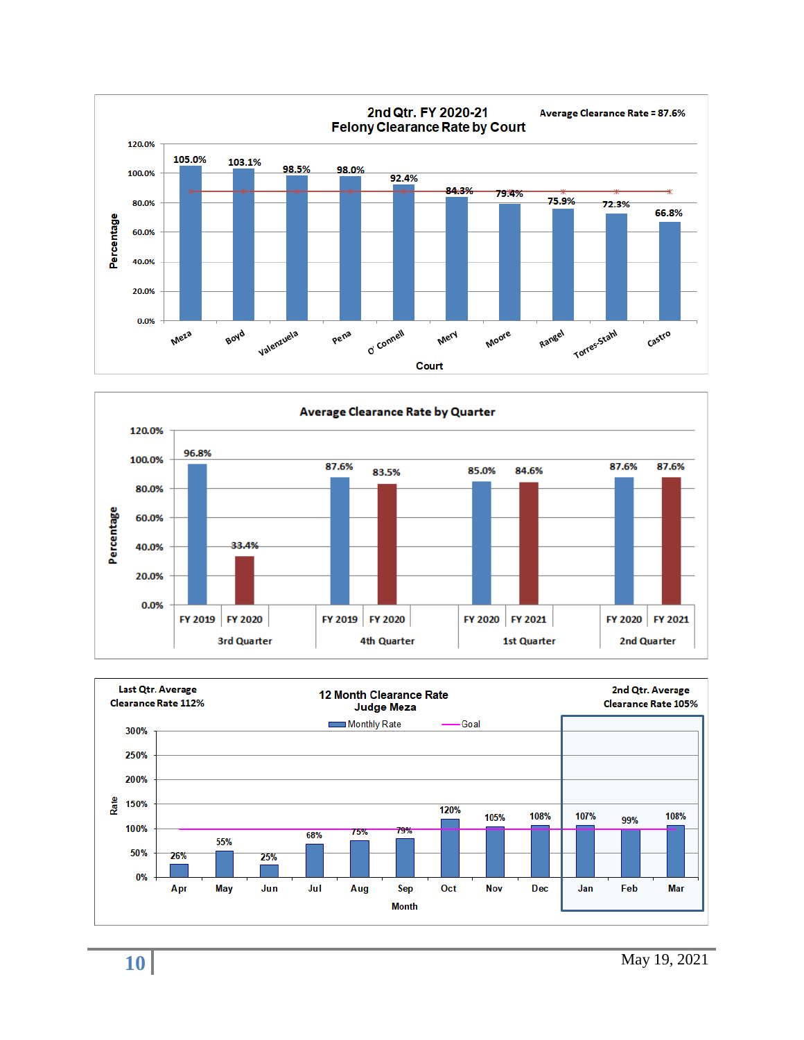## 2nd Qtr. FY 2020-21
## Felony Clearance Rate by Court

Average Clearance Rate = 87.6%

| Court | Percentage |
|---|---|
| Meza | 105.0% |
| Boyd | 103.1% |
| Valenzuela | 98.5% |
| Pena | 98.0% |
| O' Connell | 92.4% |
| Mery | 84.3% |
| Moore | 79.4% |
| Rangel | 75.9% |
| Torres-Stahl | 72.3% |
| Castro | 66.8% |

## Average Clearance Rate by Quarter

| Quarter | Fiscal Year | Percentage |
|---|---|---|
| 3rd Quarter | FY 2019 | 96.8% |
| 3rd Quarter | FY 2020 | 33.4% |
| 4th Quarter | FY 2019 | 87.6% |
| 4th Quarter | FY 2020 | 83.5% |
| 1st Quarter | FY 2020 | 85.0% |
| 1st Quarter | FY 2021 | 84.6% |
| 2nd Quarter | FY 2020 | 87.6% |
| 2nd Quarter | FY 2021 | 87.6% |

## 12 Month Clearance Rate
## Judge Meza

Last Qtr. Average Clearance Rate 112%

2nd Qtr. Average Clearance Rate 105%

Goal: 100%

| Month | Monthly Rate |
|---|---|
| Apr | 26% |
| May | 55% |
| Jun | 25% |
| Jul | 68% |
| Aug | 75% |
| Sep | 79% |
| Oct | 120% |
| Nov | 105% |
| Dec | 108% |
| Jan | 107% |
| Feb | 99% |
| Mar | 108% |

May 19, 2021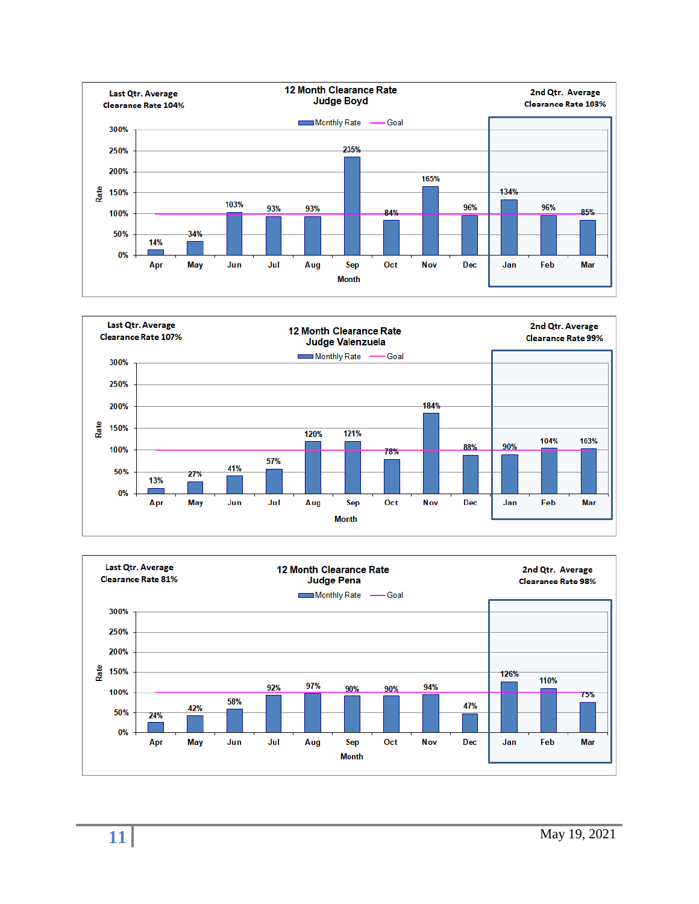## 12 Month Clearance Rate
### Judge Boyd

Last Qtr. Average Clearance Rate 104%

2nd Qtr. Average Clearance Rate 103%

| Month | Monthly Rate | Goal |
|---|---|---|
| Apr | 14% | 100% |
| May | 34% | 100% |
| Jun | 103% | 100% |
| Jul | 93% | 100% |
| Aug | 93% | 100% |
| Sep | 235% | 100% |
| Oct | 84% | 100% |
| Nov | 165% | 100% |
| Dec | 96% | 100% |
| Jan | 134% | 100% |
| Feb | 96% | 100% |
| Mar | 85% | 100% |

## 12 Month Clearance Rate
### Judge Valenzuela

Last Qtr. Average Clearance Rate 107%

2nd Qtr. Average Clearance Rate 99%

| Month | Monthly Rate | Goal |
|---|---|---|
| Apr | 13% | 100% |
| May | 27% | 100% |
| Jun | 41% | 100% |
| Jul | 57% | 100% |
| Aug | 120% | 100% |
| Sep | 121% | 100% |
| Oct | 78% | 100% |
| Nov | 184% | 100% |
| Dec | 88% | 100% |
| Jan | 90% | 100% |
| Feb | 104% | 100% |
| Mar | 103% | 100% |

## 12 Month Clearance Rate
### Judge Pena

Last Qtr. Average Clearance Rate 81%

2nd Qtr. Average Clearance Rate 98%

| Month | Monthly Rate | Goal |
|---|---|---|
| Apr | 24% | 100% |
| May | 42% | 100% |
| Jun | 58% | 100% |
| Jul | 92% | 100% |
| Aug | 97% | 100% |
| Sep | 90% | 100% |
| Oct | 90% | 100% |
| Nov | 94% | 100% |
| Dec | 47% | 100% |
| Jan | 126% | 100% |
| Feb | 110% | 100% |
| Mar | 75% | 100% |

May 19, 2021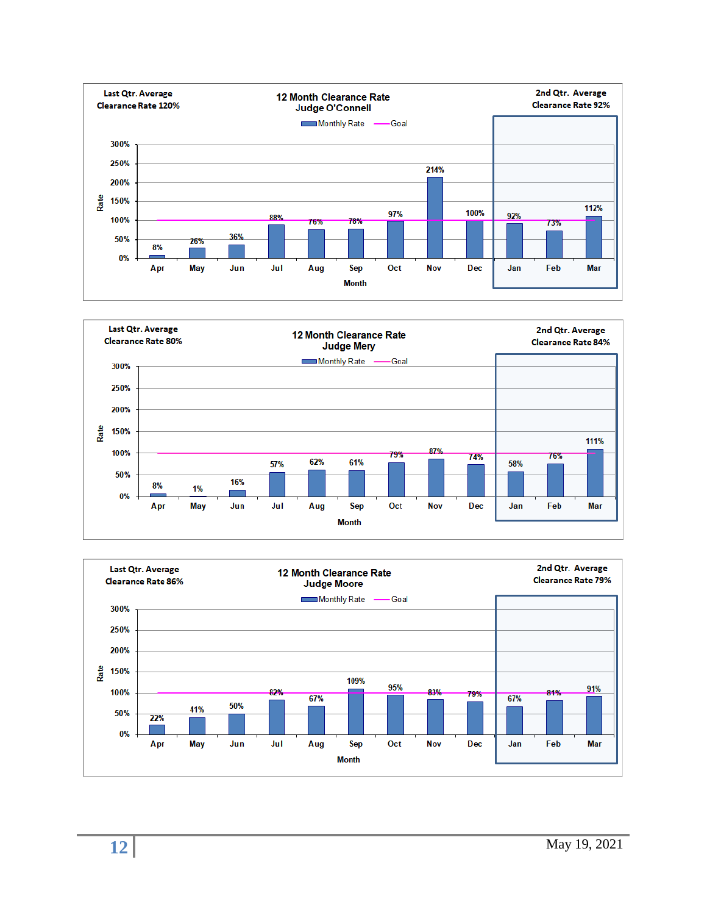## 12 Month Clearance Rate — Judge O'Connell

Last Qtr. Average Clearance Rate 120%

2nd Qtr. Average Clearance Rate 92%

| Month | Apr | May | Jun | Jul | Aug | Sep | Oct | Nov | Dec | Jan | Feb | Mar |
|---|---|---|---|---|---|---|---|---|---|---|---|---|
| Monthly Rate | 8% | 26% | 36% | 88% | 76% | 78% | 97% | 214% | 100% | 92% | 73% | 112% |

Goal: 100%

## 12 Month Clearance Rate — Judge Mery

Last Qtr. Average Clearance Rate 80%

2nd Qtr. Average Clearance Rate 84%

| Month | Apr | May | Jun | Jul | Aug | Sep | Oct | Nov | Dec | Jan | Feb | Mar |
|---|---|---|---|---|---|---|---|---|---|---|---|---|
| Monthly Rate | 8% | 1% | 16% | 57% | 62% | 61% | 79% | 87% | 74% | 58% | 76% | 111% |

Goal: 100%

## 12 Month Clearance Rate — Judge Moore

Last Qtr. Average Clearance Rate 86%

2nd Qtr. Average Clearance Rate 79%

| Month | Apr | May | Jun | Jul | Aug | Sep | Oct | Nov | Dec | Jan | Feb | Mar |
|---|---|---|---|---|---|---|---|---|---|---|---|---|
| Monthly Rate | 22% | 41% | 50% | 82% | 67% | 109% | 95% | 83% | 79% | 67% | 81% | 91% |

Goal: 100%

May 19, 2021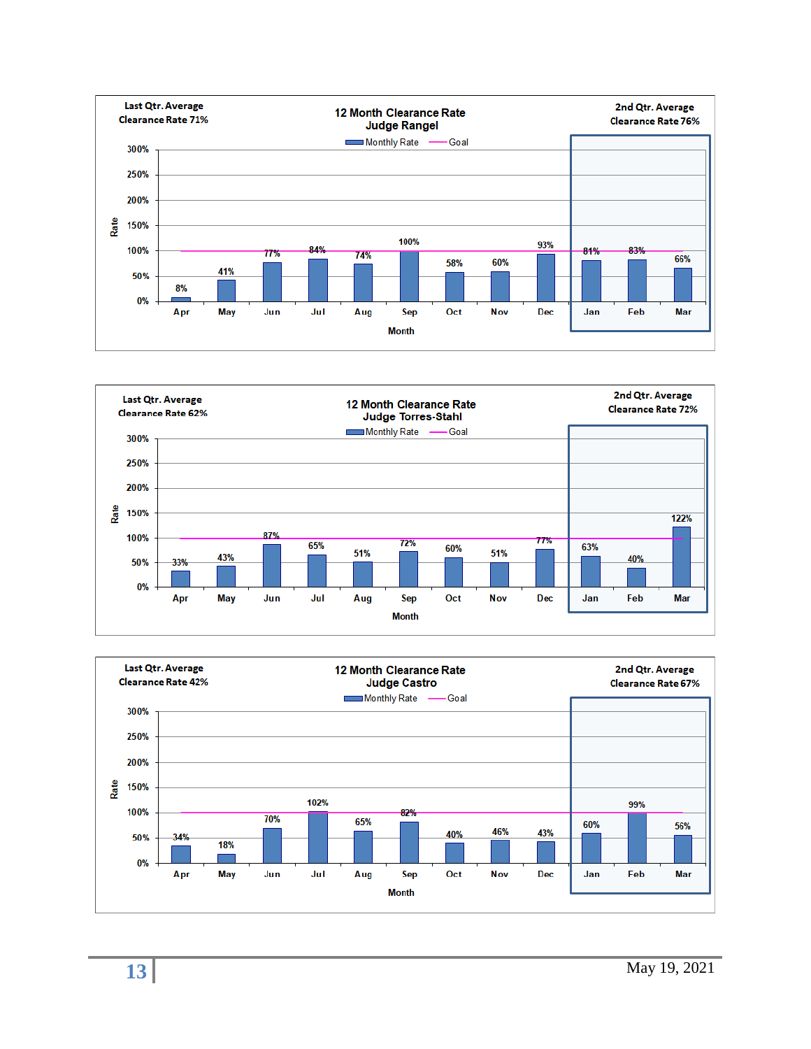**Last Qtr. Average Clearance Rate 71%**

**12 Month Clearance Rate**
**Judge Rangel**

**2nd Qtr. Average Clearance Rate 76%**

| Month | Apr | May | Jun | Jul | Aug | Sep | Oct | Nov | Dec | Jan | Feb | Mar |
|---|---|---|---|---|---|---|---|---|---|---|---|---|
| Monthly Rate | 8% | 41% | 77% | 84% | 74% | 100% | 58% | 60% | 93% | 81% | 83% | 66% |
| Goal | 100% | 100% | 100% | 100% | 100% | 100% | 100% | 100% | 100% | 100% | 100% | 100% |

**Last Qtr. Average Clearance Rate 62%**

**12 Month Clearance Rate**
**Judge Torres-Stahl**

**2nd Qtr. Average Clearance Rate 72%**

| Month | Apr | May | Jun | Jul | Aug | Sep | Oct | Nov | Dec | Jan | Feb | Mar |
|---|---|---|---|---|---|---|---|---|---|---|---|---|
| Monthly Rate | 33% | 43% | 87% | 65% | 51% | 72% | 60% | 51% | 77% | 63% | 40% | 122% |
| Goal | 100% | 100% | 100% | 100% | 100% | 100% | 100% | 100% | 100% | 100% | 100% | 100% |

**Last Qtr. Average Clearance Rate 42%**

**12 Month Clearance Rate**
**Judge Castro**

**2nd Qtr. Average Clearance Rate 67%**

| Month | Apr | May | Jun | Jul | Aug | Sep | Oct | Nov | Dec | Jan | Feb | Mar |
|---|---|---|---|---|---|---|---|---|---|---|---|---|
| Monthly Rate | 34% | 18% | 70% | 102% | 65% | 82% | 40% | 46% | 43% | 60% | 99% | 56% |
| Goal | 100% | 100% | 100% | 100% | 100% | 100% | 100% | 100% | 100% | 100% | 100% | 100% |

May 19, 2021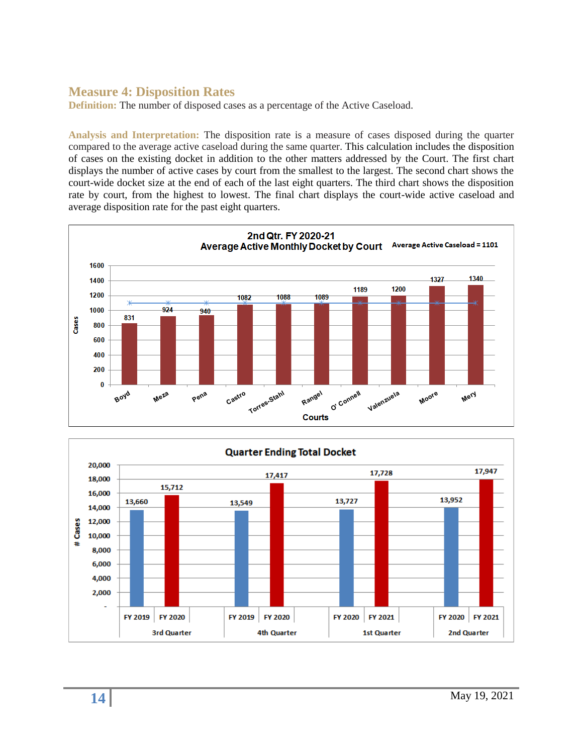## Measure 4: Disposition Rates

**Definition:** The number of disposed cases as a percentage of the Active Caseload.

**Analysis and Interpretation:** The disposition rate is a measure of cases disposed during the quarter compared to the average active caseload during the same quarter. This calculation includes the disposition of cases on the existing docket in addition to the other matters addressed by the Court. The first chart displays the number of active cases by court from the smallest to the largest. The second chart shows the court-wide docket size at the end of each of the last eight quarters. The third chart shows the disposition rate by court, from the highest to lowest. The final chart displays the court-wide active caseload and average disposition rate for the past eight quarters.

**2nd Qtr. FY 2020-21**
**Average Active Monthly Docket by Court**
Average Active Caseload = 1101

| Courts | Cases |
|---|---|
| Boyd | 831 |
| Meza | 924 |
| Pena | 940 |
| Castro | 1082 |
| Torres-Stahl | 1088 |
| Rangel | 1089 |
| O' Connell | 1189 |
| Valenzuela | 1200 |
| Moore | 1327 |
| Mery | 1340 |

**Quarter Ending Total Docket**

| Quarter | Fiscal Year | # Cases |
|---|---|---|
| 3rd Quarter | FY 2019 | 13,660 |
| 3rd Quarter | FY 2020 | 15,712 |
| 4th Quarter | FY 2019 | 13,549 |
| 4th Quarter | FY 2020 | 17,417 |
| 1st Quarter | FY 2020 | 13,727 |
| 1st Quarter | FY 2021 | 17,728 |
| 2nd Quarter | FY 2020 | 13,952 |
| 2nd Quarter | FY 2021 | 17,947 |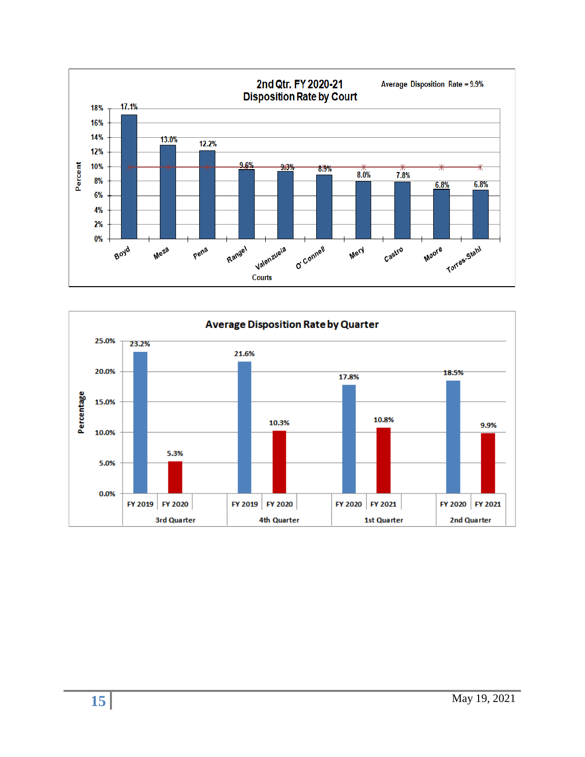## 2nd Qtr. FY 2020-21 Disposition Rate by Court

Average Disposition Rate = 9.9%

| Courts | Percent |
|---|---|
| Boyd | 17.1% |
| Meza | 13.0% |
| Pena | 12.2% |
| Rangel | 9.6% |
| Valenzuela | 9.3% |
| O' Connell | 8.9% |
| Mery | 8.0% |
| Castro | 7.8% |
| Moore | 6.8% |
| Torres-Stahl | 6.8% |

## Average Disposition Rate by Quarter

| Quarter | Fiscal Year | Percentage |
|---|---|---|
| 3rd Quarter | FY 2019 | 23.2% |
| | FY 2020 | 5.3% |
| 4th Quarter | FY 2019 | 21.6% |
| | FY 2020 | 10.3% |
| 1st Quarter | FY 2020 | 17.8% |
| | FY 2021 | 10.8% |
| 2nd Quarter | FY 2020 | 18.5% |
| | FY 2021 | 9.9% |

May 19, 2021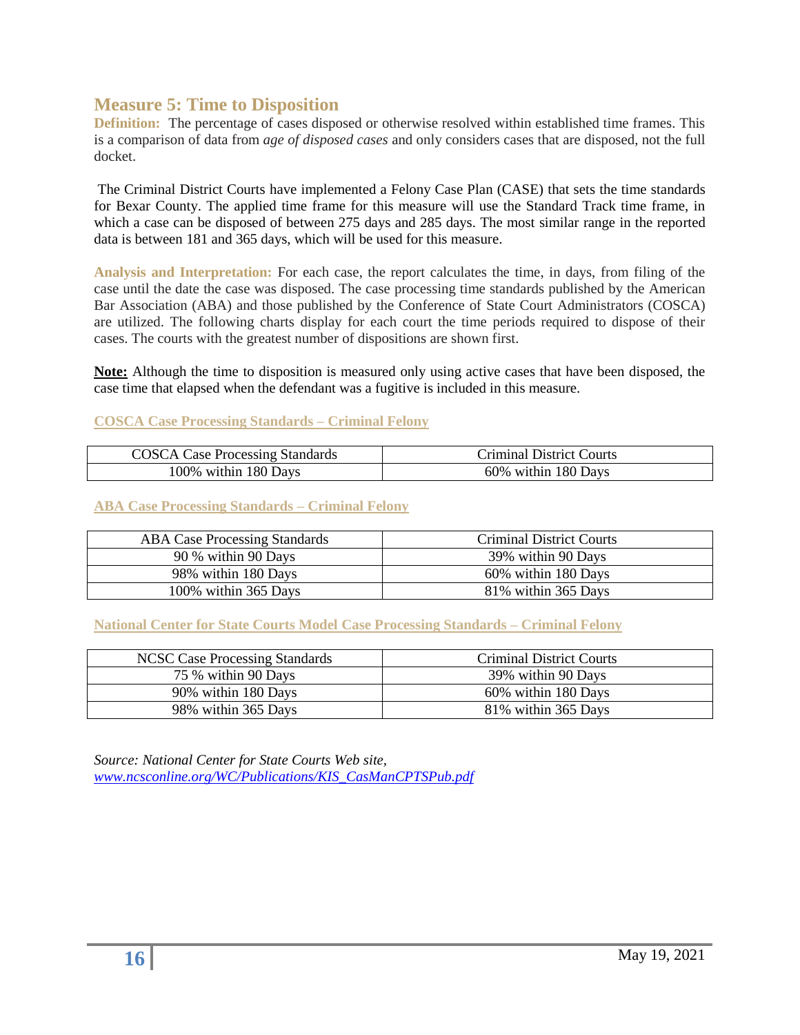## Measure 5: Time to Disposition

**Definition:** The percentage of cases disposed or otherwise resolved within established time frames. This is a comparison of data from *age of disposed cases* and only considers cases that are disposed, not the full docket.

The Criminal District Courts have implemented a Felony Case Plan (CASE) that sets the time standards for Bexar County. The applied time frame for this measure will use the Standard Track time frame, in which a case can be disposed of between 275 days and 285 days. The most similar range in the reported data is between 181 and 365 days, which will be used for this measure.

**Analysis and Interpretation:** For each case, the report calculates the time, in days, from filing of the case until the date the case was disposed. The case processing time standards published by the American Bar Association (ABA) and those published by the Conference of State Court Administrators (COSCA) are utilized. The following charts display for each court the time periods required to dispose of their cases. The courts with the greatest number of dispositions are shown first.

**Note:** Although the time to disposition is measured only using active cases that have been disposed, the case time that elapsed when the defendant was a fugitive is included in this measure.

**COSCA Case Processing Standards – Criminal Felony**

| COSCA Case Processing Standards | Criminal District Courts |
| --- | --- |
| 100% within 180 Days | 60% within 180 Days |

**ABA Case Processing Standards – Criminal Felony**

| ABA Case Processing Standards | Criminal District Courts |
| --- | --- |
| 90 % within 90 Days | 39% within 90 Days |
| 98% within 180 Days | 60% within 180 Days |
| 100% within 365 Days | 81% within 365 Days |

**National Center for State Courts Model Case Processing Standards – Criminal Felony**

| NCSC Case Processing Standards | Criminal District Courts |
| --- | --- |
| 75 % within 90 Days | 39% within 90 Days |
| 90% within 180 Days | 60% within 180 Days |
| 98% within 365 Days | 81% within 365 Days |

*Source: National Center for State Courts Web site, www.ncsconline.org/WC/Publications/KIS_CasManCPTSPub.pdf*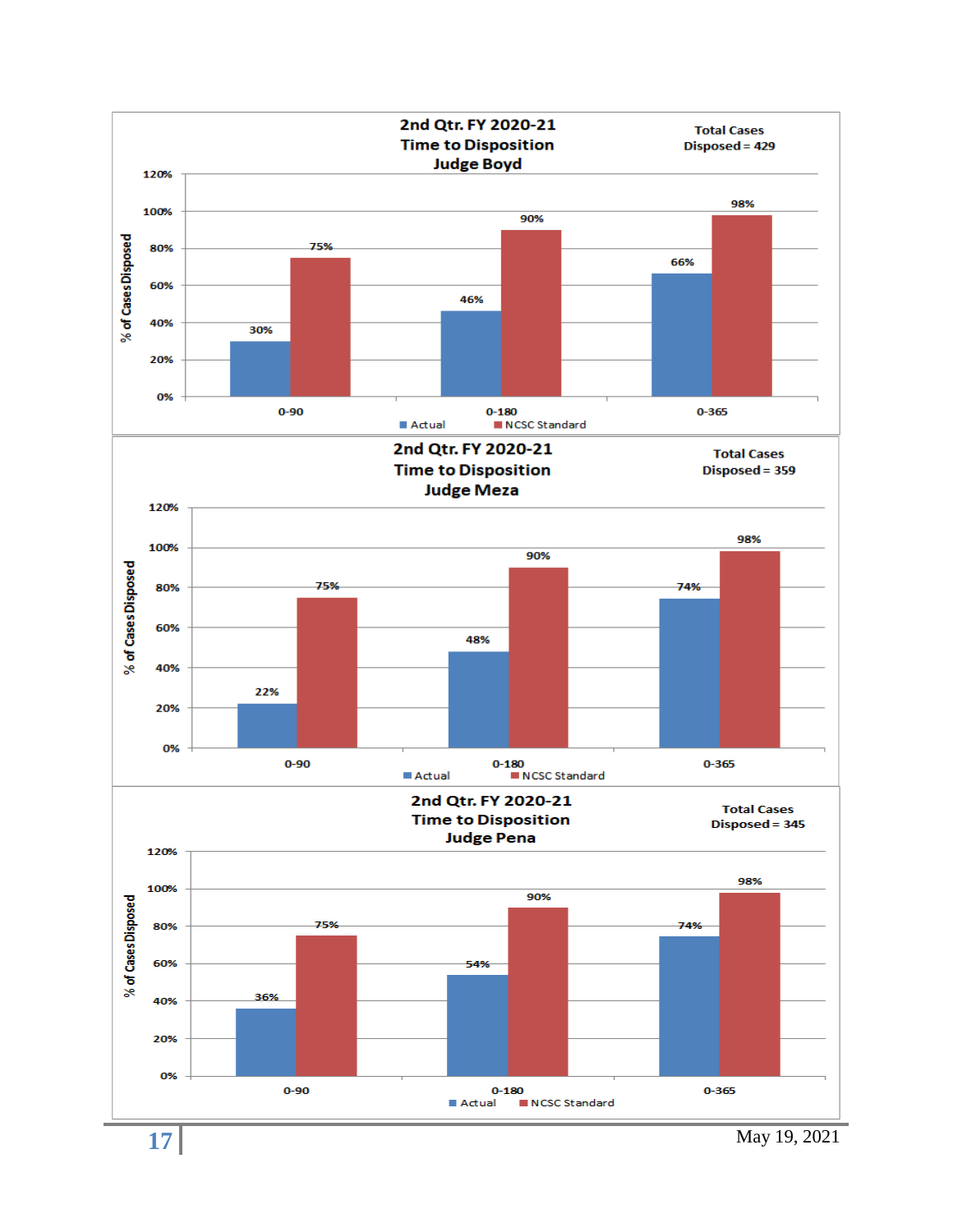## 2nd Qtr. FY 2020-21 Time to Disposition Judge Boyd

Total Cases Disposed = 429

| % of Cases Disposed | 0-90 | 0-180 | 0-365 |
|---|---|---|---|
| Actual | 30% | 46% | 66% |
| NCSC Standard | 75% | 90% | 98% |

## 2nd Qtr. FY 2020-21 Time to Disposition Judge Meza

Total Cases Disposed = 359

| % of Cases Disposed | 0-90 | 0-180 | 0-365 |
|---|---|---|---|
| Actual | 22% | 48% | 74% |
| NCSC Standard | 75% | 90% | 98% |

## 2nd Qtr. FY 2020-21 Time to Disposition Judge Pena

Total Cases Disposed = 345

| % of Cases Disposed | 0-90 | 0-180 | 0-365 |
|---|---|---|---|
| Actual | 36% | 54% | 74% |
| NCSC Standard | 75% | 90% | 98% |

May 19, 2021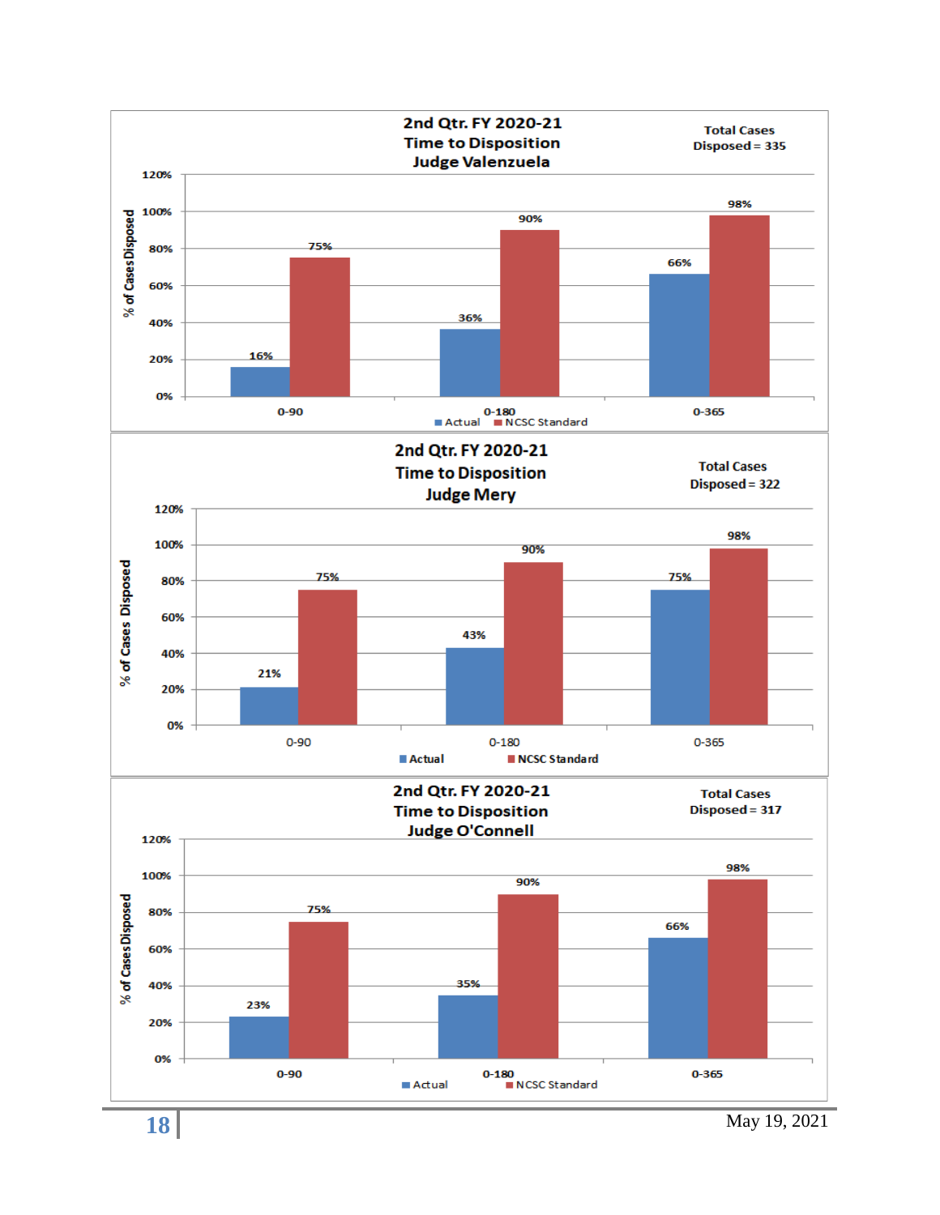## 2nd Qtr. FY 2020-21 Time to Disposition Judge Valenzuela

Total Cases Disposed = 335

| | 0-90 | 0-180 | 0-365 |
|---|---|---|---|
| Actual | 16% | 36% | 66% |
| NCSC Standard | 75% | 90% | 98% |

## 2nd Qtr. FY 2020-21 Time to Disposition Judge Mery

Total Cases Disposed = 322

| | 0-90 | 0-180 | 0-365 |
|---|---|---|---|
| Actual | 21% | 43% | 75% |
| NCSC Standard | 75% | 90% | 98% |

## 2nd Qtr. FY 2020-21 Time to Disposition Judge O'Connell

Total Cases Disposed = 317

| | 0-90 | 0-180 | 0-365 |
|---|---|---|---|
| Actual | 23% | 35% | 66% |
| NCSC Standard | 75% | 90% | 98% |

May 19, 2021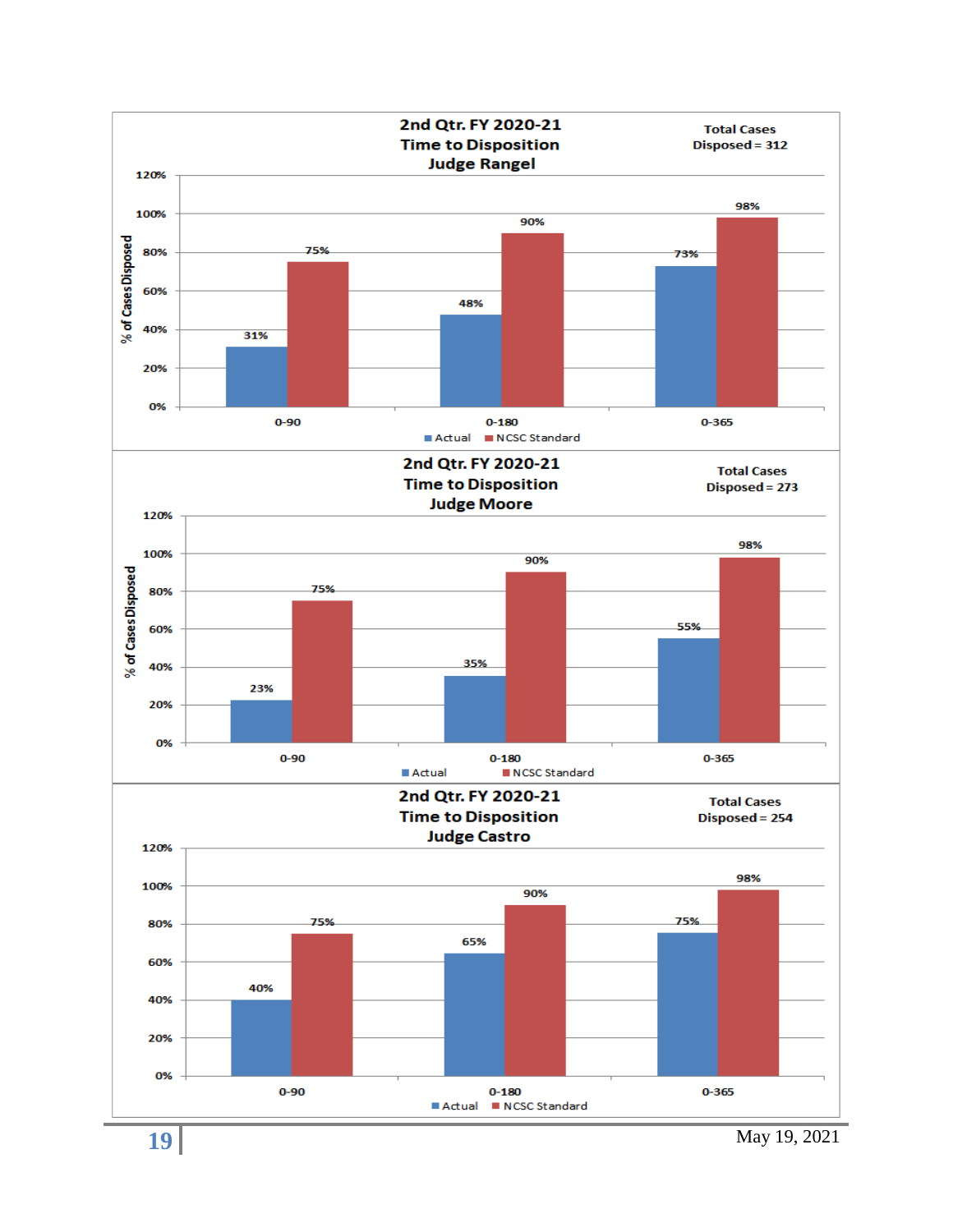## 2nd Qtr. FY 2020-21 Time to Disposition Judge Rangel

Total Cases Disposed = 312

| % of Cases Disposed | 0-90 | 0-180 | 0-365 |
|---|---|---|---|
| Actual | 31% | 48% | 73% |
| NCSC Standard | 75% | 90% | 98% |

## 2nd Qtr. FY 2020-21 Time to Disposition Judge Moore

Total Cases Disposed = 273

| % of Cases Disposed | 0-90 | 0-180 | 0-365 |
|---|---|---|---|
| Actual | 23% | 35% | 55% |
| NCSC Standard | 75% | 90% | 98% |

## 2nd Qtr. FY 2020-21 Time to Disposition Judge Castro

Total Cases Disposed = 254

| % of Cases Disposed | 0-90 | 0-180 | 0-365 |
|---|---|---|---|
| Actual | 40% | 65% | 75% |
| NCSC Standard | 75% | 90% | 98% |

May 19, 2021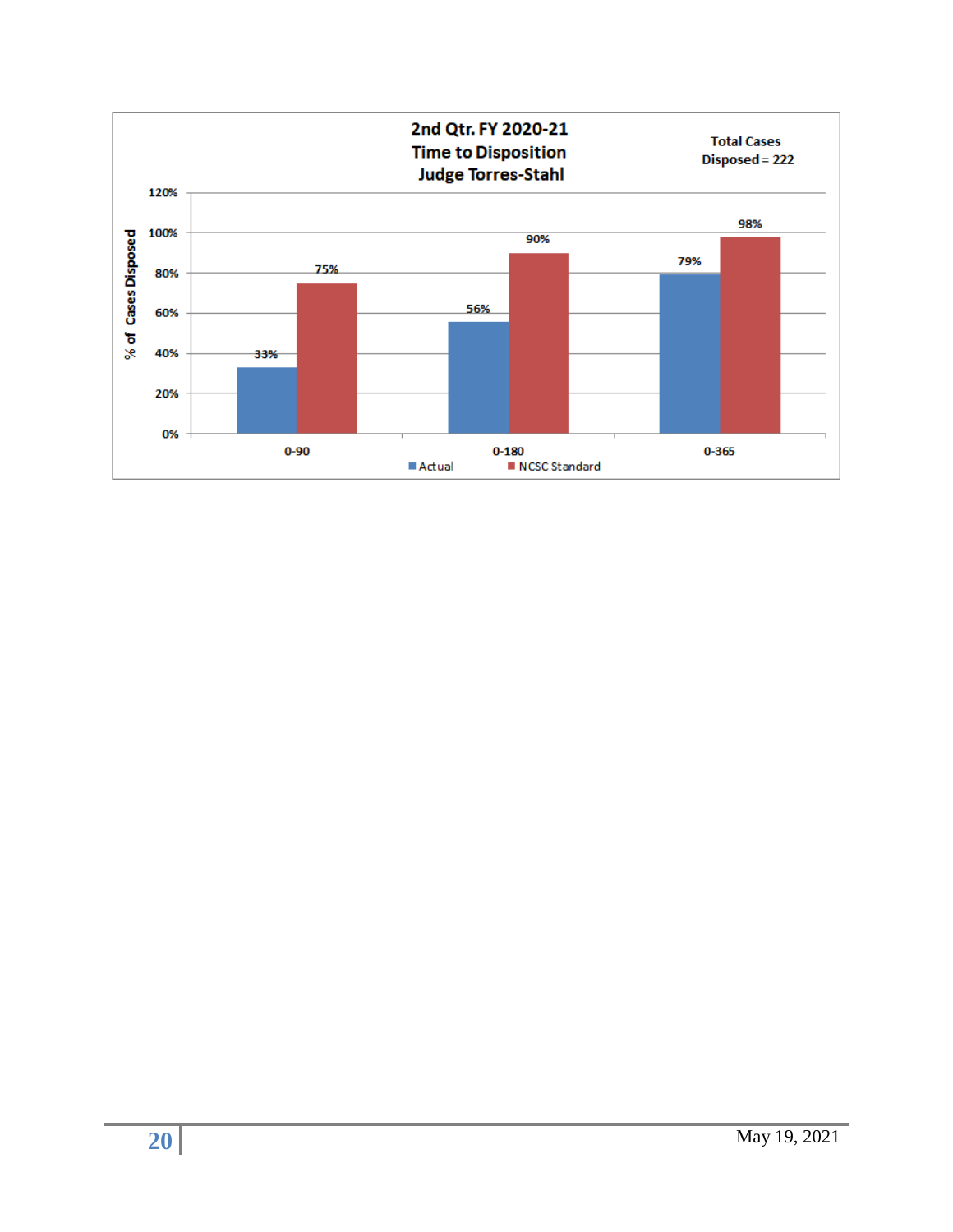**2nd Qtr. FY 2020-21**
**Time to Disposition**
**Judge Torres-Stahl**

**Total Cases Disposed = 222**

| % of Cases Disposed | 0-90 | 0-180 | 0-365 |
|---|---|---|---|
| Actual | 33% | 56% | 79% |
| NCSC Standard | 75% | 90% | 98% |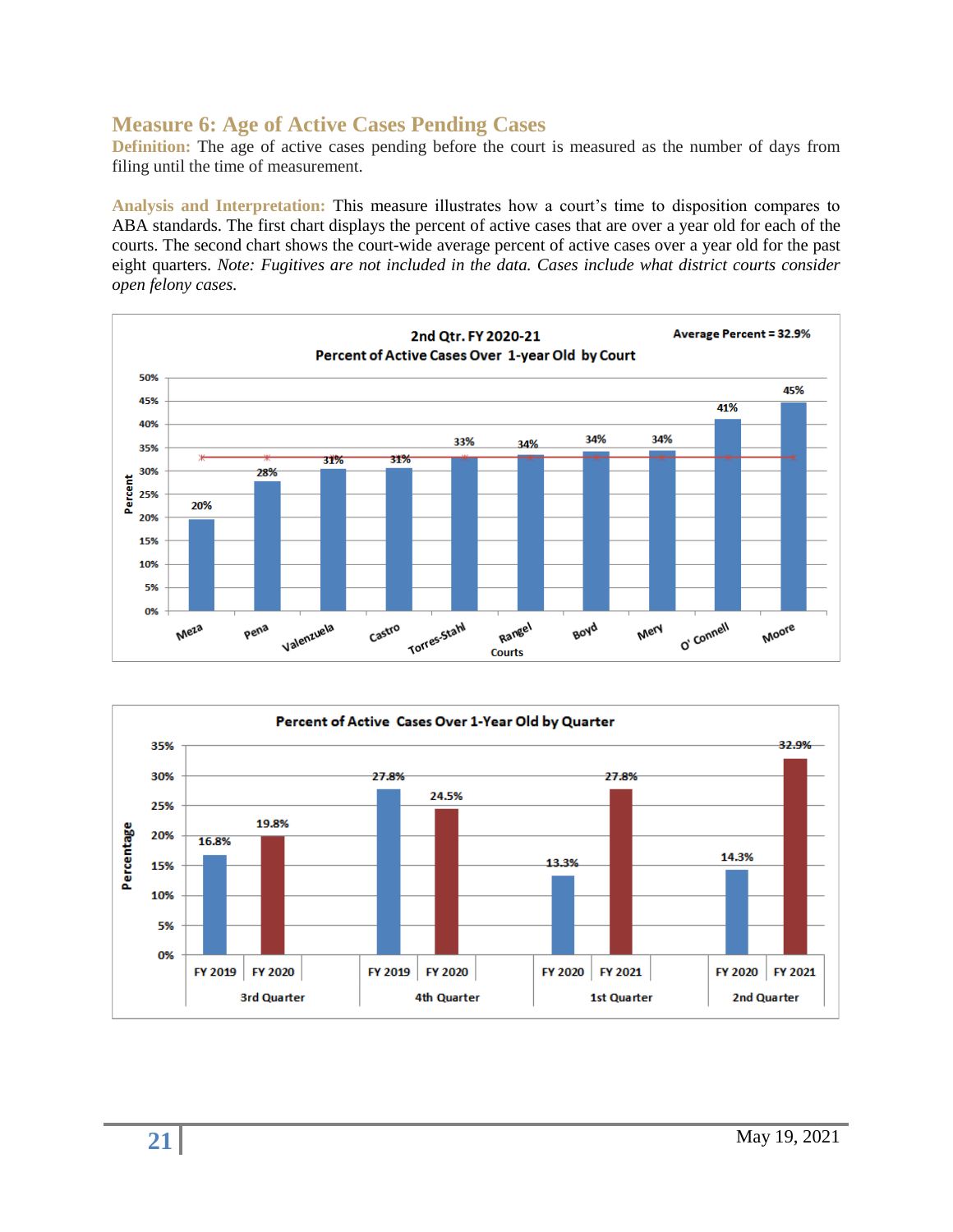## Measure 6: Age of Active Cases Pending Cases

**Definition:** The age of active cases pending before the court is measured as the number of days from filing until the time of measurement.

**Analysis and Interpretation:** This measure illustrates how a court's time to disposition compares to ABA standards. The first chart displays the percent of active cases that are over a year old for each of the courts. The second chart shows the court-wide average percent of active cases over a year old for the past eight quarters. *Note: Fugitives are not included in the data. Cases include what district courts consider open felony cases.*

**2nd Qtr. FY 2020-21**
**Percent of Active Cases Over 1-year Old by Court**

Average Percent = 32.9%

| Court | Percent |
|---|---|
| Meza | 20% |
| Pena | 28% |
| Valenzuela | 31% |
| Castro | 31% |
| Torres-Stahl | 33% |
| Rangel | 34% |
| Boyd | 34% |
| Mery | 34% |
| O' Connell | 41% |
| Moore | 45% |

**Percent of Active Cases Over 1-Year Old by Quarter**

| Quarter | FY | Percentage |
|---|---|---|
| 3rd Quarter | FY 2019 | 16.8% |
| 3rd Quarter | FY 2020 | 19.8% |
| 4th Quarter | FY 2019 | 27.8% |
| 4th Quarter | FY 2020 | 24.5% |
| 1st Quarter | FY 2020 | 13.3% |
| 1st Quarter | FY 2021 | 27.8% |
| 2nd Quarter | FY 2020 | 14.3% |
| 2nd Quarter | FY 2021 | 32.9% |

May 19, 2021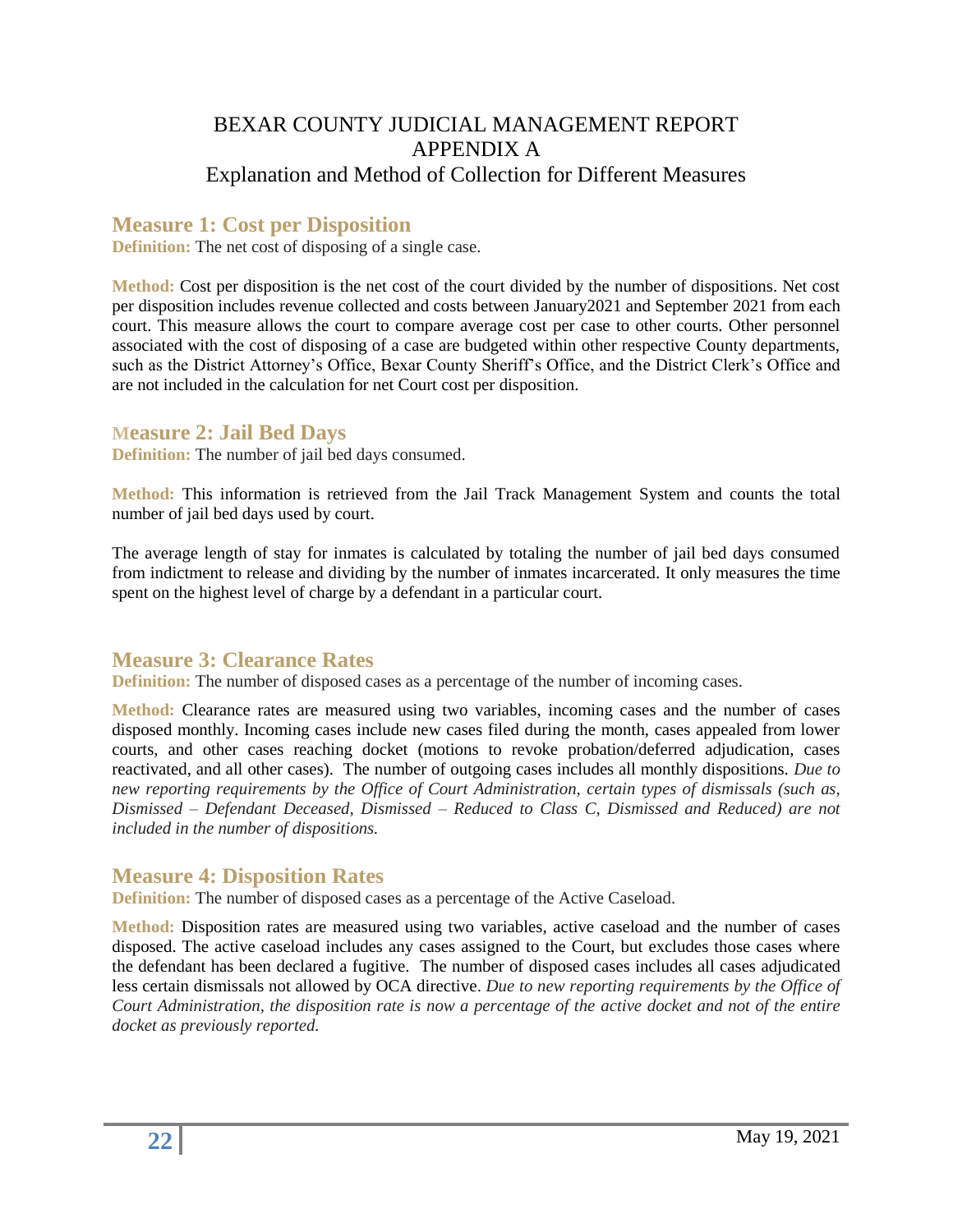# BEXAR COUNTY JUDICIAL MANAGEMENT REPORT
# APPENDIX A
## Explanation and Method of Collection for Different Measures

## Measure 1: Cost per Disposition

**Definition:** The net cost of disposing of a single case.

**Method:** Cost per disposition is the net cost of the court divided by the number of dispositions. Net cost per disposition includes revenue collected and costs between January2021 and September 2021 from each court. This measure allows the court to compare average cost per case to other courts. Other personnel associated with the cost of disposing of a case are budgeted within other respective County departments, such as the District Attorney's Office, Bexar County Sheriff's Office, and the District Clerk's Office and are not included in the calculation for net Court cost per disposition.

## Measure 2: Jail Bed Days

**Definition:** The number of jail bed days consumed.

**Method:** This information is retrieved from the Jail Track Management System and counts the total number of jail bed days used by court.

The average length of stay for inmates is calculated by totaling the number of jail bed days consumed from indictment to release and dividing by the number of inmates incarcerated. It only measures the time spent on the highest level of charge by a defendant in a particular court.

## Measure 3: Clearance Rates

**Definition:** The number of disposed cases as a percentage of the number of incoming cases.

**Method:** Clearance rates are measured using two variables, incoming cases and the number of cases disposed monthly. Incoming cases include new cases filed during the month, cases appealed from lower courts, and other cases reaching docket (motions to revoke probation/deferred adjudication, cases reactivated, and all other cases). The number of outgoing cases includes all monthly dispositions. *Due to new reporting requirements by the Office of Court Administration, certain types of dismissals (such as, Dismissed – Defendant Deceased, Dismissed – Reduced to Class C, Dismissed and Reduced) are not included in the number of dispositions.*

## Measure 4: Disposition Rates

**Definition:** The number of disposed cases as a percentage of the Active Caseload.

**Method:** Disposition rates are measured using two variables, active caseload and the number of cases disposed. The active caseload includes any cases assigned to the Court, but excludes those cases where the defendant has been declared a fugitive. The number of disposed cases includes all cases adjudicated less certain dismissals not allowed by OCA directive. *Due to new reporting requirements by the Office of Court Administration, the disposition rate is now a percentage of the active docket and not of the entire docket as previously reported.*

May 19, 2021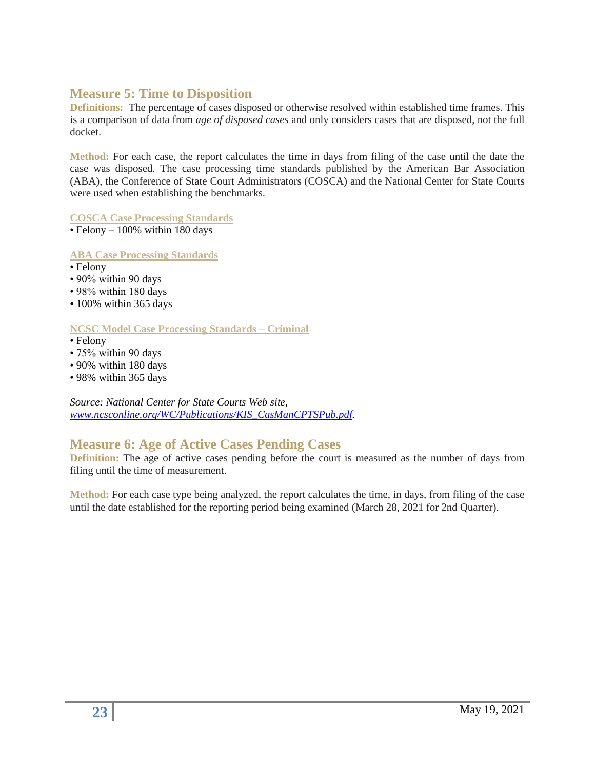## Measure 5: Time to Disposition

**Definitions:** The percentage of cases disposed or otherwise resolved within established time frames. This is a comparison of data from *age of disposed cases* and only considers cases that are disposed, not the full docket.

**Method:** For each case, the report calculates the time in days from filing of the case until the date the case was disposed. The case processing time standards published by the American Bar Association (ABA), the Conference of State Court Administrators (COSCA) and the National Center for State Courts were used when establishing the benchmarks.

**COSCA Case Processing Standards**

- Felony – 100% within 180 days

**ABA Case Processing Standards**

- Felony
- 90% within 90 days
- 98% within 180 days
- 100% within 365 days

**NCSC Model Case Processing Standards – Criminal**

- Felony
- 75% within 90 days
- 90% within 180 days
- 98% within 365 days

*Source: National Center for State Courts Web site, [www.ncsconline.org/WC/Publications/KIS_CasManCPTSPub.pdf](www.ncsconline.org/WC/Publications/KIS_CasManCPTSPub.pdf).*

## Measure 6: Age of Active Cases Pending Cases

**Definition:** The age of active cases pending before the court is measured as the number of days from filing until the time of measurement.

**Method:** For each case type being analyzed, the report calculates the time, in days, from filing of the case until the date established for the reporting period being examined (March 28, 2021 for 2nd Quarter).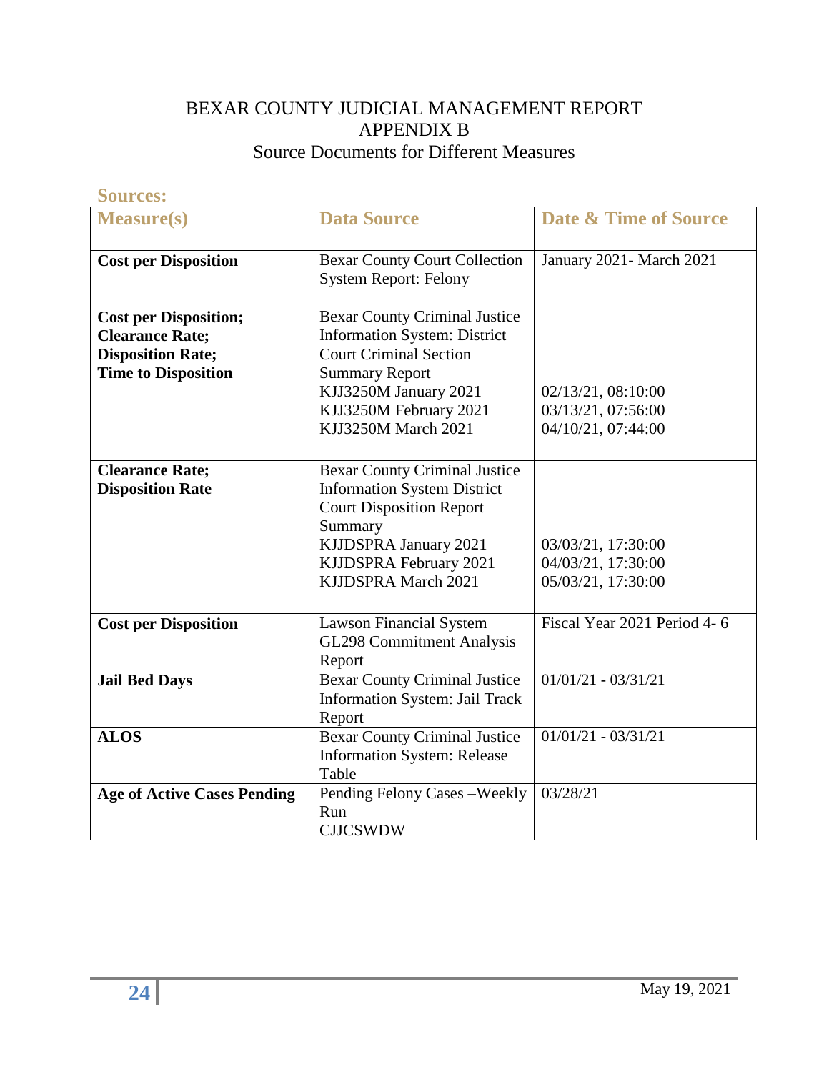# BEXAR COUNTY JUDICIAL MANAGEMENT REPORT
## APPENDIX B
### Source Documents for Different Measures

**Sources:**

| Measure(s) | Data Source | Date & Time of Source |
|---|---|---|
| **Cost per Disposition** | Bexar County Court Collection System Report: Felony | January 2021- March 2021 |
| **Cost per Disposition; Clearance Rate; Disposition Rate; Time to Disposition** | Bexar County Criminal Justice Information System: District Court Criminal Section Summary Report<br>KJJ3250M January 2021<br>KJJ3250M February 2021<br>KJJ3250M March 2021 | <br><br><br><br>02/13/21, 08:10:00<br>03/13/21, 07:56:00<br>04/10/21, 07:44:00 |
| **Clearance Rate; Disposition Rate** | Bexar County Criminal Justice Information System District Court Disposition Report Summary<br>KJJDSPRA January 2021<br>KJJDSPRA February 2021<br>KJJDSPRA March 2021 | <br><br><br><br>03/03/21, 17:30:00<br>04/03/21, 17:30:00<br>05/03/21, 17:30:00 |
| **Cost per Disposition** | Lawson Financial System GL298 Commitment Analysis Report | Fiscal Year 2021 Period 4- 6 |
| **Jail Bed Days** | Bexar County Criminal Justice Information System: Jail Track Report | 01/01/21 - 03/31/21 |
| **ALOS** | Bexar County Criminal Justice Information System: Release Table | 01/01/21 - 03/31/21 |
| **Age of Active Cases Pending** | Pending Felony Cases –Weekly Run<br>CJJCSWDW | 03/28/21 |